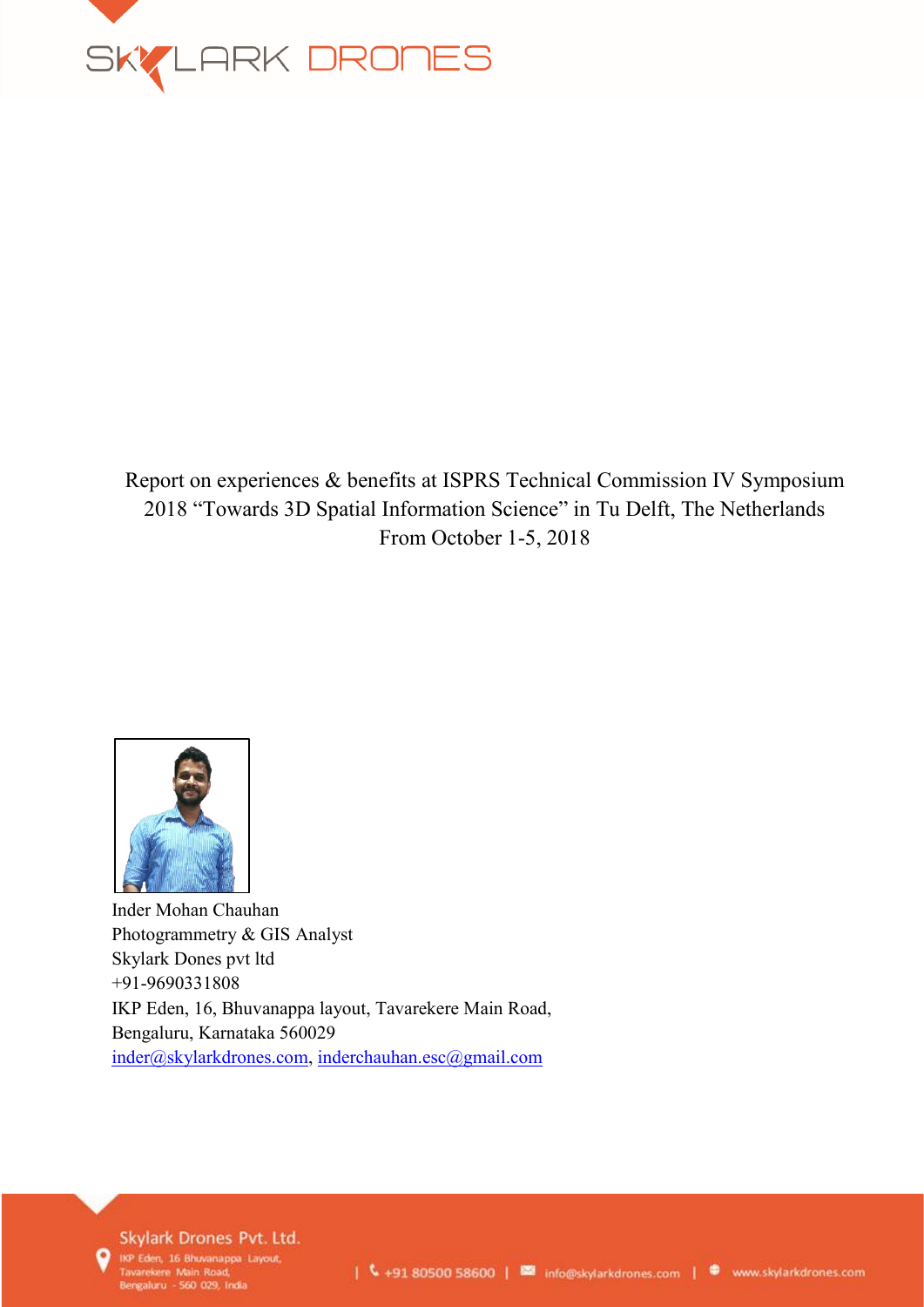Report on experiences & benefits at ISPRS Technical Commission IV Symposium 2018 “Towards 3D Spatial Information Science” in Tu Delft, The Netherlands From October 1-5, 2018

Inder Mohan Chauhan
Photogrammetry & GIS Analyst
Skylark Dones pvt ltd
+91-9690331808
IKP Eden, 16, Bhuvanappa layout, Tavarekere Main Road,
Bengaluru, Karnataka 560029
inder@skylarkdrones.com, inderchauhan.esc@gmail.com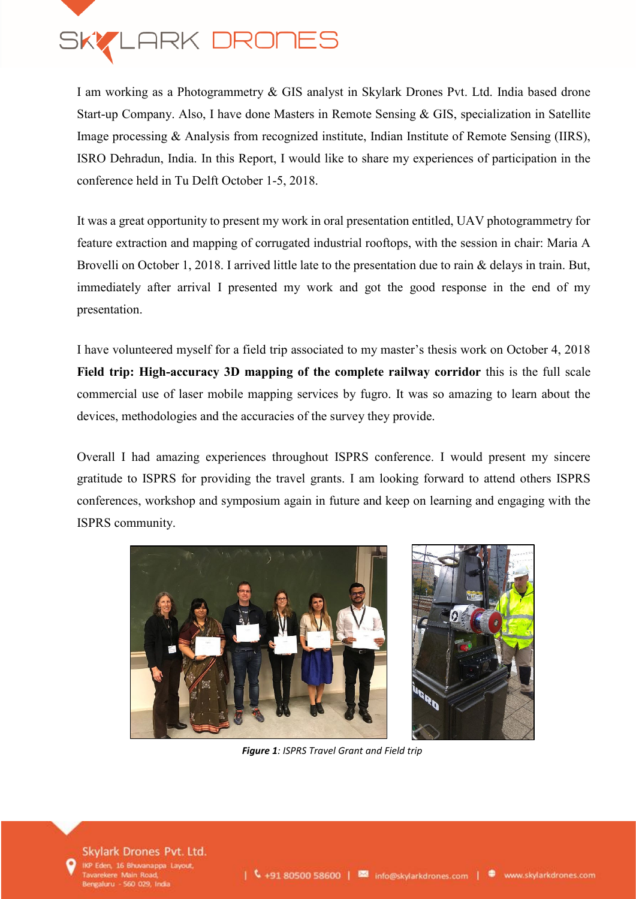I am working as a Photogrammetry & GIS analyst in Skylark Drones Pvt. Ltd. India based drone Start-up Company. Also, I have done Masters in Remote Sensing & GIS, specialization in Satellite Image processing & Analysis from recognized institute, Indian Institute of Remote Sensing (IIRS), ISRO Dehradun, India. In this Report, I would like to share my experiences of participation in the conference held in Tu Delft October 1-5, 2018.

It was a great opportunity to present my work in oral presentation entitled, UAV photogrammetry for feature extraction and mapping of corrugated industrial rooftops, with the session in chair: Maria A Brovelli on October 1, 2018. I arrived little late to the presentation due to rain & delays in train. But, immediately after arrival I presented my work and got the good response in the end of my presentation.

I have volunteered myself for a field trip associated to my master's thesis work on October 4, 2018 **Field trip: High-accuracy 3D mapping of the complete railway corridor** this is the full scale commercial use of laser mobile mapping services by fugro. It was so amazing to learn about the devices, methodologies and the accuracies of the survey they provide.

Overall I had amazing experiences throughout ISPRS conference. I would present my sincere gratitude to ISPRS for providing the travel grants. I am looking forward to attend others ISPRS conferences, workshop and symposium again in future and keep on learning and engaging with the ISPRS community.

***Figure 1**: ISPRS Travel Grant and Field trip*